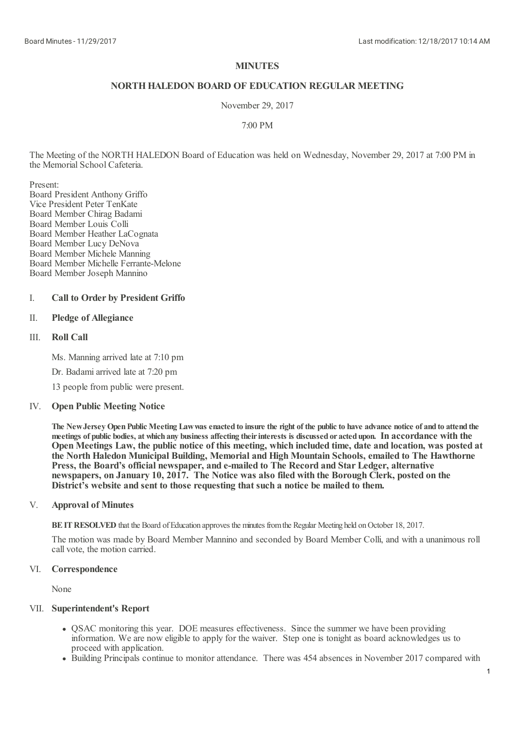# MINUTES

## NORTH HALEDON BOARD OF EDUCATION REGULAR MEETING

November 29, 2017

7:00 PM

The Meeting of the NORTH HALEDON Board of Education was held on Wednesday, November 29, 2017 at 7:00 PM in the Memorial School Cafeteria.

Present:
Board President Anthony Griffo
Vice President Peter TenKate
Board Member Chirag Badami
Board Member Louis Colli
Board Member Heather LaCognata
Board Member Lucy DeNova
Board Member Michele Manning
Board Member Michelle Ferrante-Melone
Board Member Joseph Mannino

I. **Call to Order by President Griffo**

II. **Pledge of Allegiance**

III. **Roll Call**

Ms. Manning arrived late at 7:10 pm

Dr. Badami arrived late at 7:20 pm

13 people from public were present.

IV. **Open Public Meeting Notice**

**The New Jersey Open Public Meeting Law was enacted to insure the right of the public to have advance notice of and to attend the meetings of public bodies, at which any business affecting their interests is discussed or acted upon. In accordance with the Open Meetings Law, the public notice of this meeting, which included time, date and location, was posted at the North Haledon Municipal Building, Memorial and High Mountain Schools, emailed to The Hawthorne Press, the Board's official newspaper, and e-mailed to The Record and Star Ledger, alternative newspapers, on January 10, 2017. The Notice was also filed with the Borough Clerk, posted on the District's website and sent to those requesting that such a notice be mailed to them.**

V. **Approval of Minutes**

**BE IT RESOLVED** that the Board of Education approves the minutes from the Regular Meeting held on October 18, 2017.

The motion was made by Board Member Mannino and seconded by Board Member Colli, and with a unanimous roll call vote, the motion carried.

VI. **Correspondence**

None

VII. **Superintendent's Report**

- QSAC monitoring this year. DOE measures effectiveness. Since the summer we have been providing information. We are now eligible to apply for the waiver. Step one is tonight as board acknowledges us to proceed with application.
- Building Principals continue to monitor attendance. There was 454 absences in November 2017 compared with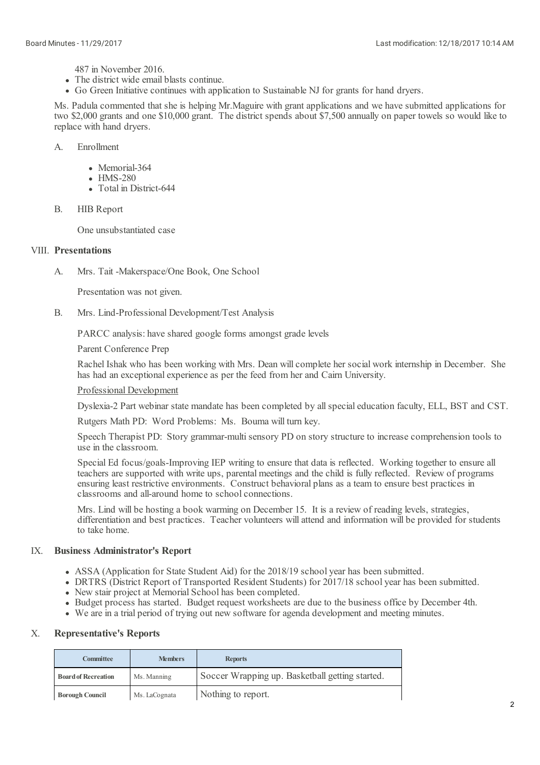487 in November 2016.

- The district wide email blasts continue.
- Go Green Initiative continues with application to Sustainable NJ for grants for hand dryers.

Ms. Padula commented that she is helping Mr.Maguire with grant applications and we have submitted applications for two $2,000 grants and one $10,000 grant. The district spends about $7,500 annually on paper towels so would like to replace with hand dryers.

A. Enrollment

- Memorial-364
- HMS-280
- Total in District-644

B. HIB Report

One unsubstantiated case

## VIII. Presentations

A. Mrs. Tait -Makerspace/One Book, One School

Presentation was not given.

B. Mrs. Lind-Professional Development/Test Analysis

PARCC analysis: have shared google forms amongst grade levels

Parent Conference Prep

Rachel Ishak who has been working with Mrs. Dean will complete her social work internship in December. She has had an exceptional experience as per the feed from her and Cairn University.

Professional Development

Dyslexia-2 Part webinar state mandate has been completed by all special education faculty, ELL, BST and CST.

Rutgers Math PD: Word Problems: Ms. Bouma will turn key.

Speech Therapist PD: Story grammar-multi sensory PD on story structure to increase comprehension tools to use in the classroom.

Special Ed focus/goals-Improving IEP writing to ensure that data is reflected. Working together to ensure all teachers are supported with write ups, parental meetings and the child is fully reflected. Review of programs ensuring least restrictive environments. Construct behavioral plans as a team to ensure best practices in classrooms and all-around home to school connections.

Mrs. Lind will be hosting a book warming on December 15. It is a review of reading levels, strategies, differentiation and best practices. Teacher volunteers will attend and information will be provided for students to take home.

## IX. Business Administrator's Report

- ASSA (Application for State Student Aid) for the 2018/19 school year has been submitted.
- DRTRS (District Report of Transported Resident Students) for 2017/18 school year has been submitted.
- New stair project at Memorial School has been completed.
- Budget process has started. Budget request worksheets are due to the business office by December 4th.
- We are in a trial period of trying out new software for agenda development and meeting minutes.

## X. Representative's Reports

| Committee | Members | Reports |
|---|---|---|
| **Board of Recreation** | Ms. Manning | Soccer Wrapping up. Basketball getting started. |
| **Borough Council** | Ms. LaCognata | Nothing to report. |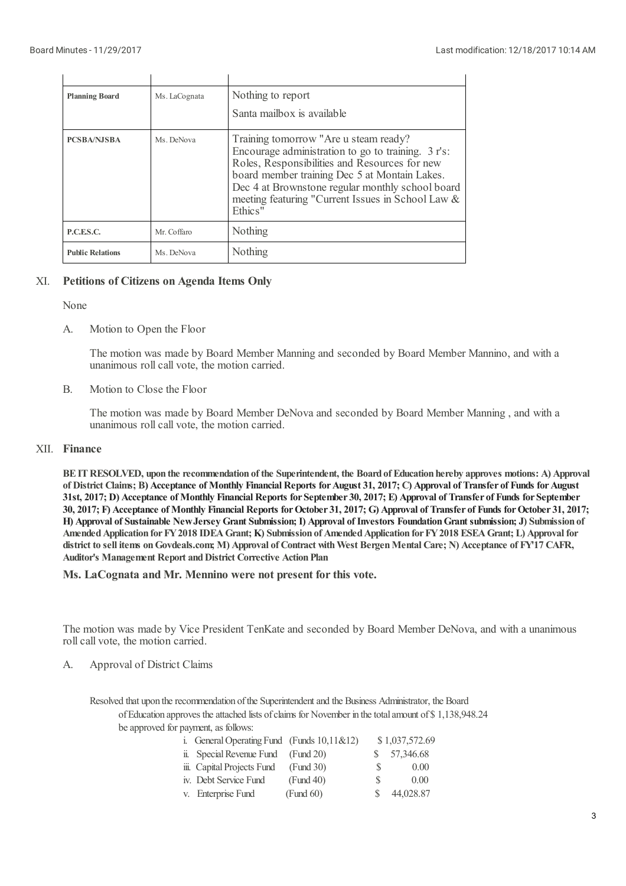| | | |
|---|---|---|
| **Planning Board** | Ms. LaCognata | Nothing to report<br>Santa mailbox is available |
| **PCSBA/NJSBA** | Ms. DeNova | Training tomorrow "Are u steam ready? Encourage administration to go to training. 3 r's: Roles, Responsibilities and Resources for new board member training Dec 5 at Montain Lakes. Dec 4 at Brownstone regular monthly school board meeting featuring "Current Issues in School Law & Ethics" |
| **P.C.E.S.C.** | Mr. Coffaro | Nothing |
| **Public Relations** | Ms. DeNova | Nothing |

## XI. Petitions of Citizens on Agenda Items Only

None

A. Motion to Open the Floor

The motion was made by Board Member Manning and seconded by Board Member Mannino, and with a unanimous roll call vote, the motion carried.

B. Motion to Close the Floor

The motion was made by Board Member DeNova and seconded by Board Member Manning , and with a unanimous roll call vote, the motion carried.

## XII. Finance

**BE IT RESOLVED, upon the recommendation of the Superintendent, the Board of Education hereby approves motions: A) Approval of District Claims; B) Acceptance of Monthly Financial Reports for August 31, 2017; C) Approval of Transfer of Funds for August 31st, 2017; D) Acceptance of Monthly Financial Reports for September 30, 2017; E) Approval of Transfer of Funds for September 30, 2017; F) Acceptance of Monthly Financial Reports for October 31, 2017; G) Approval of Transfer of Funds for October 31, 2017; H) Approval of Sustainable New Jersey Grant Submission; I) Approval of Investors Foundation Grant submission; J) Submission of Amended Application for FY 2018 IDEA Grant; K) Submission of Amended Application for FY 2018 ESEA Grant; L) Approval for district to sell items on Govdeals.com; M) Approval of Contract with West Bergen Mental Care; N) Acceptance of FY'17 CAFR, Auditor's Management Report and District Corrective Action Plan**

**Ms. LaCognata and Mr. Mennino were not present for this vote.**

The motion was made by Vice President TenKate and seconded by Board Member DeNova, and with a unanimous roll call vote, the motion carried.

A. Approval of District Claims

Resolved that upon the recommendation of the Superintendent and the Business Administrator, the Board of Education approves the attached lists of claims for November in the total amount of $ 1,138,948.24 be approved for payment, as follows:

| | | |
|---|---|---|
| i. General Operating Fund | (Funds 10,11&12) | $ 1,037,572.69 |
| ii. Special Revenue Fund | (Fund 20) | $ 57,346.68 |
| iii. Capital Projects Fund | (Fund 30) | $ 0.00 |
| iv. Debt Service Fund | (Fund 40) | $ 0.00 |
| v. Enterprise Fund | (Fund 60) | $ 44,028.87 |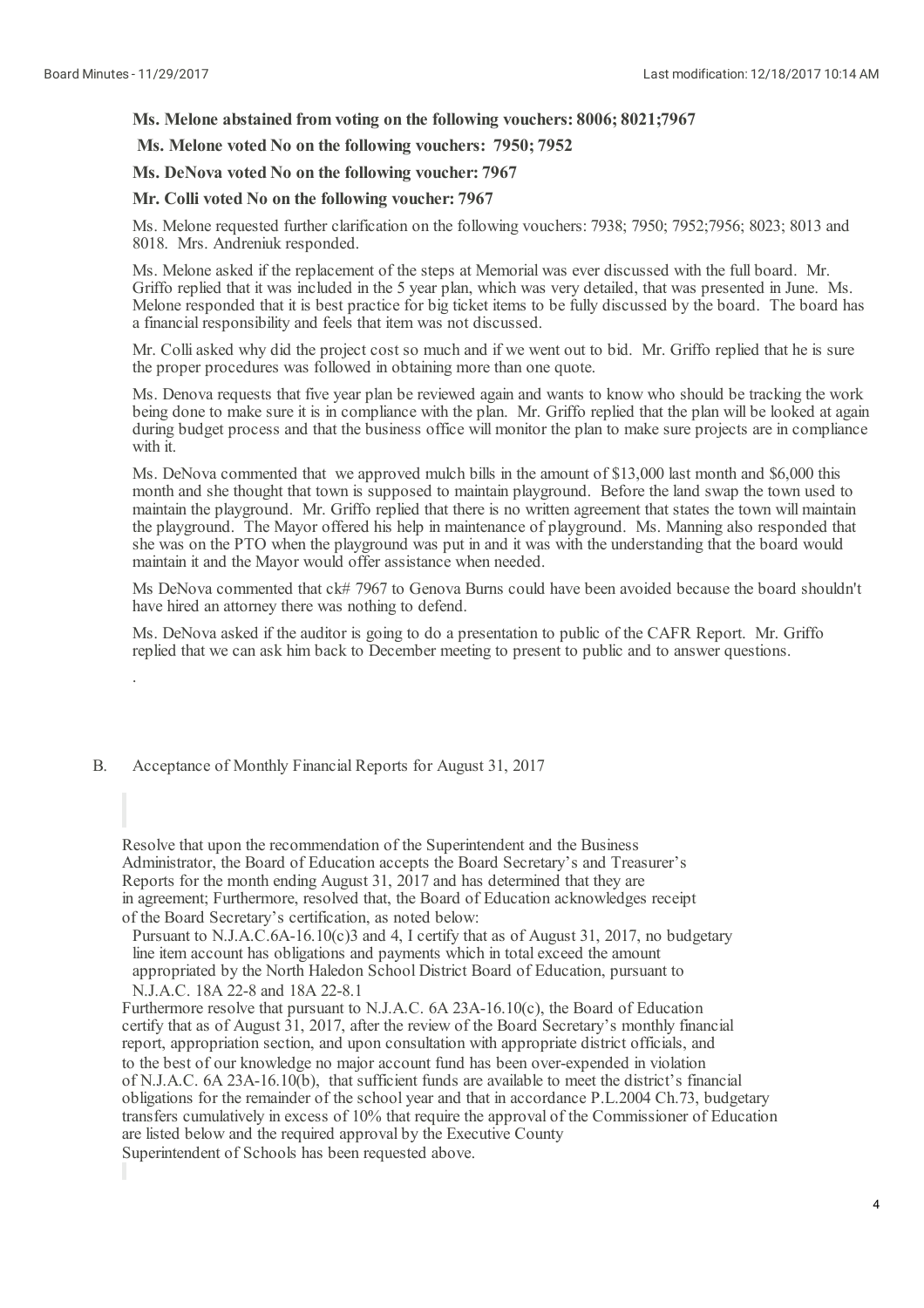**Ms. Melone abstained from voting on the following vouchers: 8006; 8021;7967**

**Ms. Melone voted No on the following vouchers: 7950; 7952**

**Ms. DeNova voted No on the following voucher: 7967**

**Mr. Colli voted No on the following voucher: 7967**

Ms. Melone requested further clarification on the following vouchers: 7938; 7950; 7952;7956; 8023; 8013 and 8018. Mrs. Andreniuk responded.

Ms. Melone asked if the replacement of the steps at Memorial was ever discussed with the full board. Mr. Griffo replied that it was included in the 5 year plan, which was very detailed, that was presented in June. Ms. Melone responded that it is best practice for big ticket items to be fully discussed by the board. The board has a financial responsibility and feels that item was not discussed.

Mr. Colli asked why did the project cost so much and if we went out to bid. Mr. Griffo replied that he is sure the proper procedures was followed in obtaining more than one quote.

Ms. Denova requests that five year plan be reviewed again and wants to know who should be tracking the work being done to make sure it is in compliance with the plan. Mr. Griffo replied that the plan will be looked at again during budget process and that the business office will monitor the plan to make sure projects are in compliance with it.

Ms. DeNova commented that we approved mulch bills in the amount of $13,000 last month and $6,000 this month and she thought that town is supposed to maintain playground. Before the land swap the town used to maintain the playground. Mr. Griffo replied that there is no written agreement that states the town will maintain the playground. The Mayor offered his help in maintenance of playground. Ms. Manning also responded that she was on the PTO when the playground was put in and it was with the understanding that the board would maintain it and the Mayor would offer assistance when needed.

Ms DeNova commented that ck# 7967 to Genova Burns could have been avoided because the board shouldn't have hired an attorney there was nothing to defend.

Ms. DeNova asked if the auditor is going to do a presentation to public of the CAFR Report. Mr. Griffo replied that we can ask him back to December meeting to present to public and to answer questions.

.

B. Acceptance of Monthly Financial Reports for August 31, 2017

Resolve that upon the recommendation of the Superintendent and the Business Administrator, the Board of Education accepts the Board Secretary's and Treasurer's Reports for the month ending August 31, 2017 and has determined that they are in agreement; Furthermore, resolved that, the Board of Education acknowledges receipt of the Board Secretary's certification, as noted below:

Pursuant to N.J.A.C.6A-16.10(c)3 and 4, I certify that as of August 31, 2017, no budgetary line item account has obligations and payments which in total exceed the amount appropriated by the North Haledon School District Board of Education, pursuant to N.J.A.C. 18A 22-8 and 18A 22-8.1

Furthermore resolve that pursuant to N.J.A.C. 6A 23A-16.10(c), the Board of Education certify that as of August 31, 2017, after the review of the Board Secretary's monthly financial report, appropriation section, and upon consultation with appropriate district officials, and to the best of our knowledge no major account fund has been over-expended in violation of N.J.A.C. 6A 23A-16.10(b), that sufficient funds are available to meet the district's financial obligations for the remainder of the school year and that in accordance P.L.2004 Ch.73, budgetary transfers cumulatively in excess of 10% that require the approval of the Commissioner of Education are listed below and the required approval by the Executive County Superintendent of Schools has been requested above.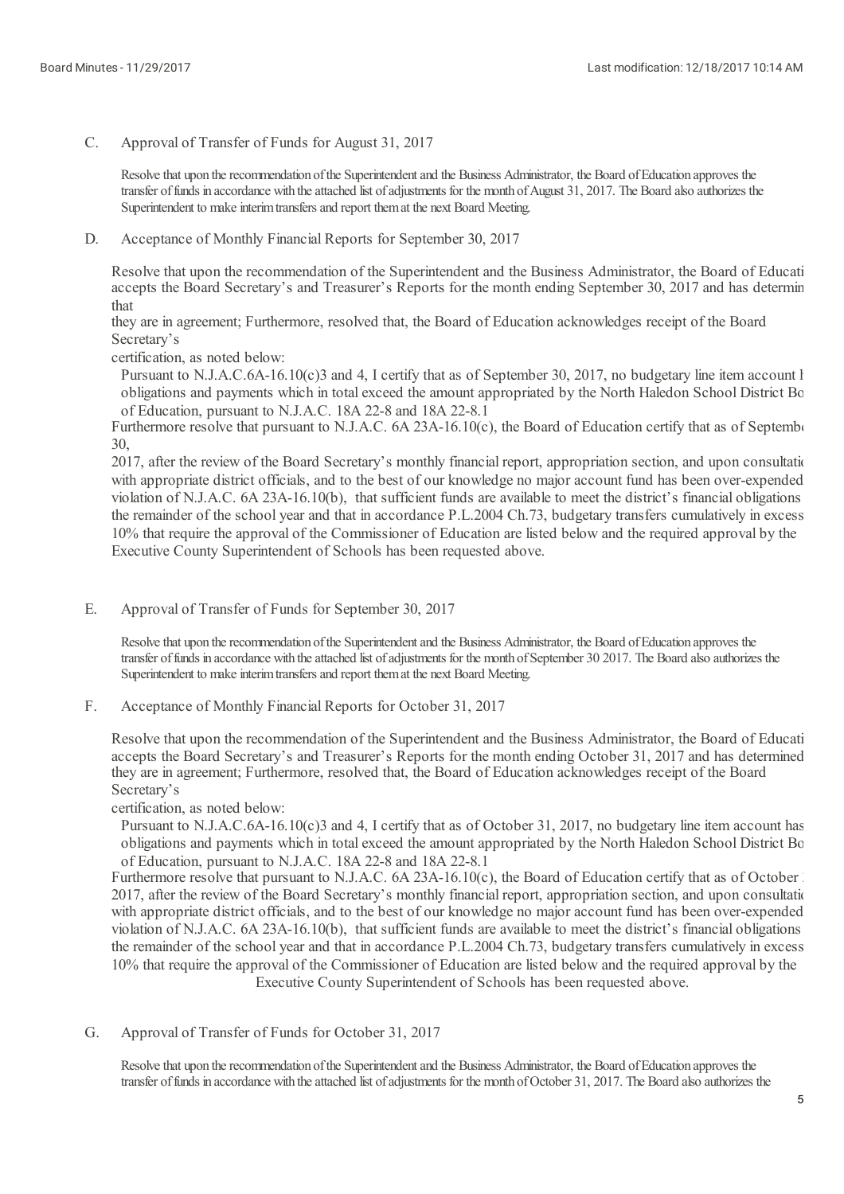C. Approval of Transfer of Funds for August 31, 2017

Resolve that upon the recommendation of the Superintendent and the Business Administrator, the Board of Education approves the transfer of funds in accordance with the attached list of adjustments for the month of August 31, 2017. The Board also authorizes the Superintendent to make interim transfers and report them at the next Board Meeting.

D. Acceptance of Monthly Financial Reports for September 30, 2017

Resolve that upon the recommendation of the Superintendent and the Business Administrator, the Board of Educati accepts the Board Secretary's and Treasurer's Reports for the month ending September 30, 2017 and has determin that
they are in agreement; Furthermore, resolved that, the Board of Education acknowledges receipt of the Board Secretary's
certification, as noted below:

Pursuant to N.J.A.C.6A-16.10(c)3 and 4, I certify that as of September 30, 2017, no budgetary line item account l obligations and payments which in total exceed the amount appropriated by the North Haledon School District Bo of Education, pursuant to N.J.A.C. 18A 22-8 and 18A 22-8.1

Furthermore resolve that pursuant to N.J.A.C. 6A 23A-16.10(c), the Board of Education certify that as of Septembe 30,
2017, after the review of the Board Secretary's monthly financial report, appropriation section, and upon consultatio with appropriate district officials, and to the best of our knowledge no major account fund has been over-expended violation of N.J.A.C. 6A 23A-16.10(b), that sufficient funds are available to meet the district's financial obligations the remainder of the school year and that in accordance P.L.2004 Ch.73, budgetary transfers cumulatively in excess 10% that require the approval of the Commissioner of Education are listed below and the required approval by the Executive County Superintendent of Schools has been requested above.

E. Approval of Transfer of Funds for September 30, 2017

Resolve that upon the recommendation of the Superintendent and the Business Administrator, the Board of Education approves the transfer of funds in accordance with the attached list of adjustments for the month of September 30 2017. The Board also authorizes the Superintendent to make interim transfers and report them at the next Board Meeting.

F. Acceptance of Monthly Financial Reports for October 31, 2017

Resolve that upon the recommendation of the Superintendent and the Business Administrator, the Board of Educati accepts the Board Secretary's and Treasurer's Reports for the month ending October 31, 2017 and has determined they are in agreement; Furthermore, resolved that, the Board of Education acknowledges receipt of the Board Secretary's
certification, as noted below:

Pursuant to N.J.A.C.6A-16.10(c)3 and 4, I certify that as of October 31, 2017, no budgetary line item account has obligations and payments which in total exceed the amount appropriated by the North Haledon School District Bo of Education, pursuant to N.J.A.C. 18A 22-8 and 18A 22-8.1

Furthermore resolve that pursuant to N.J.A.C. 6A 23A-16.10(c), the Board of Education certify that as of October 2017, after the review of the Board Secretary's monthly financial report, appropriation section, and upon consultatio with appropriate district officials, and to the best of our knowledge no major account fund has been over-expended violation of N.J.A.C. 6A 23A-16.10(b), that sufficient funds are available to meet the district's financial obligations the remainder of the school year and that in accordance P.L.2004 Ch.73, budgetary transfers cumulatively in excess 10% that require the approval of the Commissioner of Education are listed below and the required approval by the Executive County Superintendent of Schools has been requested above.

G. Approval of Transfer of Funds for October 31, 2017

Resolve that upon the recommendation of the Superintendent and the Business Administrator, the Board of Education approves the transfer of funds in accordance with the attached list of adjustments for the month of October 31, 2017. The Board also authorizes the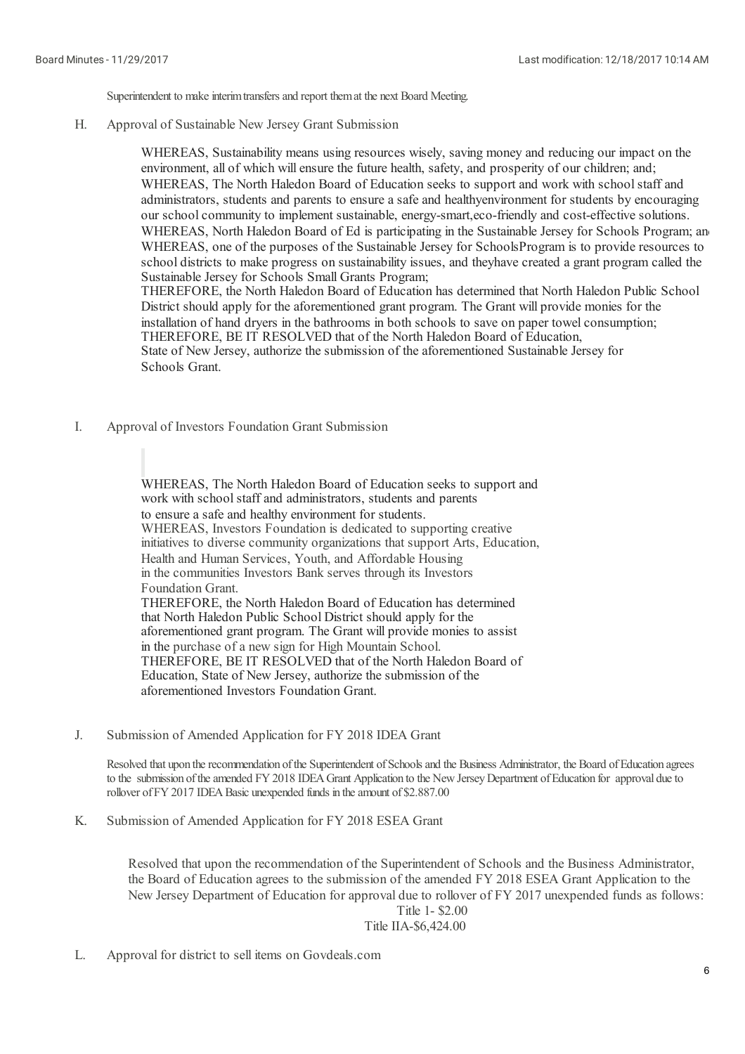Superintendent to make interim transfers and report them at the next Board Meeting.

H. Approval of Sustainable New Jersey Grant Submission

WHEREAS, Sustainability means using resources wisely, saving money and reducing our impact on the environment, all of which will ensure the future health, safety, and prosperity of our children; and;
WHEREAS, The North Haledon Board of Education seeks to support and work with school staff and administrators, students and parents to ensure a safe and healthyenvironment for students by encouraging our school community to implement sustainable, energy-smart,eco-friendly and cost-effective solutions.
WHEREAS, North Haledon Board of Ed is participating in the Sustainable Jersey for Schools Program; and
WHEREAS, one of the purposes of the Sustainable Jersey for SchoolsProgram is to provide resources to school districts to make progress on sustainability issues, and theyhave created a grant program called the Sustainable Jersey for Schools Small Grants Program;
THEREFORE, the North Haledon Board of Education has determined that North Haledon Public School District should apply for the aforementioned grant program. The Grant will provide monies for the installation of hand dryers in the bathrooms in both schools to save on paper towel consumption;
THEREFORE, BE IT RESOLVED that of the North Haledon Board of Education, State of New Jersey, authorize the submission of the aforementioned Sustainable Jersey for Schools Grant.

I. Approval of Investors Foundation Grant Submission

WHEREAS, The North Haledon Board of Education seeks to support and work with school staff and administrators, students and parents to ensure a safe and healthy environment for students.
WHEREAS, Investors Foundation is dedicated to supporting creative initiatives to diverse community organizations that support Arts, Education, Health and Human Services, Youth, and Affordable Housing in the communities Investors Bank serves through its Investors Foundation Grant.
THEREFORE, the North Haledon Board of Education has determined that North Haledon Public School District should apply for the aforementioned grant program. The Grant will provide monies to assist in the purchase of a new sign for High Mountain School.
THEREFORE, BE IT RESOLVED that of the North Haledon Board of Education, State of New Jersey, authorize the submission of the aforementioned Investors Foundation Grant.

J. Submission of Amended Application for FY 2018 IDEA Grant

Resolved that upon the recommendation of the Superintendent of Schools and the Business Administrator, the Board of Education agrees to the submission of the amended FY 2018 IDEA Grant Application to the New Jersey Department of Education for approval due to rollover of FY 2017 IDEA Basic unexpended funds in the amount of $2.887.00

K. Submission of Amended Application for FY 2018 ESEA Grant

Resolved that upon the recommendation of the Superintendent of Schools and the Business Administrator, the Board of Education agrees to the submission of the amended FY 2018 ESEA Grant Application to the New Jersey Department of Education for approval due to rollover of FY 2017 unexpended funds as follows:

Title 1- $2.00
Title IIA-$6,424.00

L. Approval for district to sell items on Govdeals.com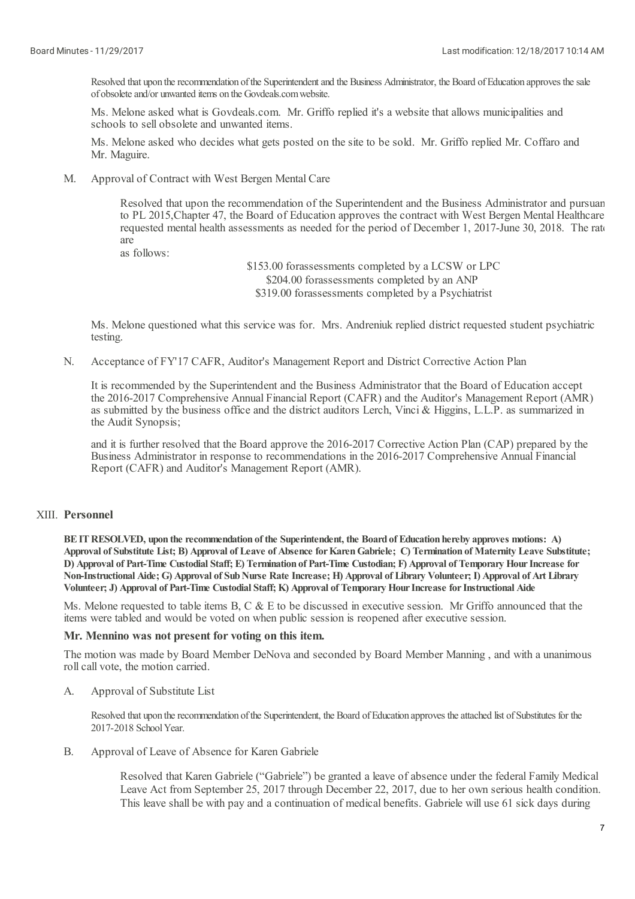Resolved that upon the recommendation of the Superintendent and the Business Administrator, the Board of Education approves the sale of obsolete and/or unwanted items on the Govdeals.com website.

Ms. Melone asked what is Govdeals.com. Mr. Griffo replied it's a website that allows municipalities and schools to sell obsolete and unwanted items.

Ms. Melone asked who decides what gets posted on the site to be sold. Mr. Griffo replied Mr. Coffaro and Mr. Maguire.

M. Approval of Contract with West Bergen Mental Care

> Resolved that upon the recommendation of the Superintendent and the Business Administrator and pursuan to PL 2015,Chapter 47, the Board of Education approves the contract with West Bergen Mental Healthcare requested mental health assessments as needed for the period of December 1, 2017-June 30, 2018. The rat are
> as follows:
>
> \$153.00 forassessments completed by a LCSW or LPC
> \$204.00 forassessments completed by an ANP
> \$319.00 forassessments completed by a Psychiatrist

Ms. Melone questioned what this service was for. Mrs. Andreniuk replied district requested student psychiatric testing.

N. Acceptance of FY'17 CAFR, Auditor's Management Report and District Corrective Action Plan

It is recommended by the Superintendent and the Business Administrator that the Board of Education accept the 2016-2017 Comprehensive Annual Financial Report (CAFR) and the Auditor's Management Report (AMR) as submitted by the business office and the district auditors Lerch, Vinci & Higgins, L.L.P. as summarized in the Audit Synopsis;

and it is further resolved that the Board approve the 2016-2017 Corrective Action Plan (CAP) prepared by the Business Administrator in response to recommendations in the 2016-2017 Comprehensive Annual Financial Report (CAFR) and Auditor's Management Report (AMR).

## XIII. Personnel

**BE IT RESOLVED, upon the recommendation of the Superintendent, the Board of Education hereby approves motions: A) Approval of Substitute List; B) Approval of Leave of Absence for Karen Gabriele; C) Termination of Maternity Leave Substitute; D) Approval of Part-Time Custodial Staff; E) Termination of Part-Time Custodian; F) Approval of Temporary Hour Increase for Non-Instructional Aide; G) Approval of Sub Nurse Rate Increase; H) Approval of Library Volunteer; I) Approval of Art Library Volunteer; J) Approval of Part-Time Custodial Staff; K) Approval of Temporary Hour Increase for Instructional Aide**

Ms. Melone requested to table items B, C & E to be discussed in executive session. Mr Griffo announced that the items were tabled and would be voted on when public session is reopened after executive session.

**Mr. Mennino was not present for voting on this item.**

The motion was made by Board Member DeNova and seconded by Board Member Manning , and with a unanimous roll call vote, the motion carried.

A. Approval of Substitute List

Resolved that upon the recommendation of the Superintendent, the Board of Education approves the attached list of Substitutes for the 2017-2018 School Year.

B. Approval of Leave of Absence for Karen Gabriele

Resolved that Karen Gabriele ("Gabriele") be granted a leave of absence under the federal Family Medical Leave Act from September 25, 2017 through December 22, 2017, due to her own serious health condition. This leave shall be with pay and a continuation of medical benefits. Gabriele will use 61 sick days during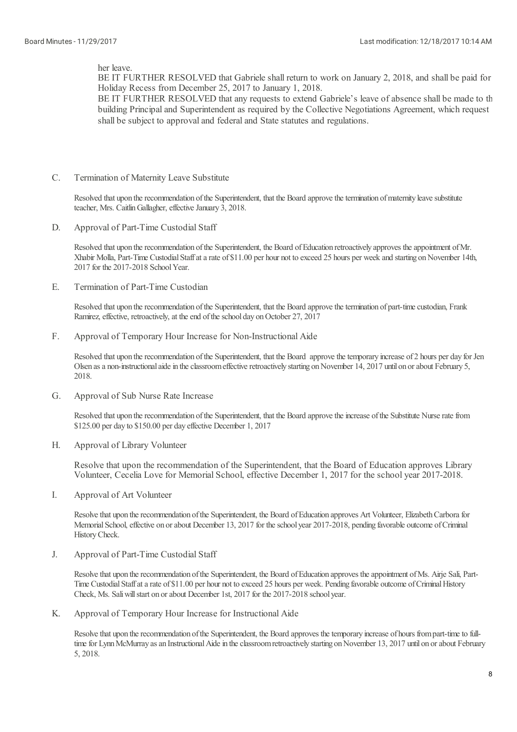her leave.

BE IT FURTHER RESOLVED that Gabriele shall return to work on January 2, 2018, and shall be paid for Holiday Recess from December 25, 2017 to January 1, 2018.

BE IT FURTHER RESOLVED that any requests to extend Gabriele's leave of absence shall be made to th building Principal and Superintendent as required by the Collective Negotiations Agreement, which request shall be subject to approval and federal and State statutes and regulations.

C. Termination of Maternity Leave Substitute

Resolved that upon the recommendation of the Superintendent, that the Board approve the termination of maternity leave substitute teacher, Mrs. Caitlin Gallagher, effective January 3, 2018.

D. Approval of Part-Time Custodial Staff

Resolved that upon the recommendation of the Superintendent, the Board of Education retroactively approves the appointment of Mr. Xhabir Molla, Part-Time Custodial Staff at a rate of $11.00 per hour not to exceed 25 hours per week and starting on November 14th, 2017 for the 2017-2018 School Year.

E. Termination of Part-Time Custodian

Resolved that upon the recommendation of the Superintendent, that the Board approve the termination of part-time custodian, Frank Ramirez, effective, retroactively, at the end of the school day on October 27, 2017

F. Approval of Temporary Hour Increase for Non-Instructional Aide

Resolved that upon the recommendation of the Superintendent, that the Board approve the temporary increase of 2 hours per day for Jen Olsen as a non-instructional aide in the classroom effective retroactively starting on November 14, 2017 until on or about February 5, 2018.

G. Approval of Sub Nurse Rate Increase

Resolved that upon the recommendation of the Superintendent, that the Board approve the increase of the Substitute Nurse rate from $125.00 per day to $150.00 per day effective December 1, 2017

H. Approval of Library Volunteer

Resolve that upon the recommendation of the Superintendent, that the Board of Education approves Library Volunteer, Cecelia Love for Memorial School, effective December 1, 2017 for the school year 2017-2018.

I. Approval of Art Volunteer

Resolve that upon the recommendation of the Superintendent, the Board of Education approves Art Volunteer, Elizabeth Carbora for Memorial School, effective on or about December 13, 2017 for the school year 2017-2018, pending favorable outcome of Criminal History Check.

J. Approval of Part-Time Custodial Staff

Resolve that upon the recommendation of the Superintendent, the Board of Education approves the appointment of Ms. Airje Sali, Part-Time Custodial Staff at a rate of $11.00 per hour not to exceed 25 hours per week. Pending favorable outcome of Criminal History Check, Ms. Sali will start on or about December 1st, 2017 for the 2017-2018 school year.

K. Approval of Temporary Hour Increase for Instructional Aide

Resolve that upon the recommendation of the Superintendent, the Board approves the temporary increase of hours from part-time to full-time for Lynn McMurray as an Instructional Aide in the classroom retroactively starting on November 13, 2017 until on or about February 5, 2018.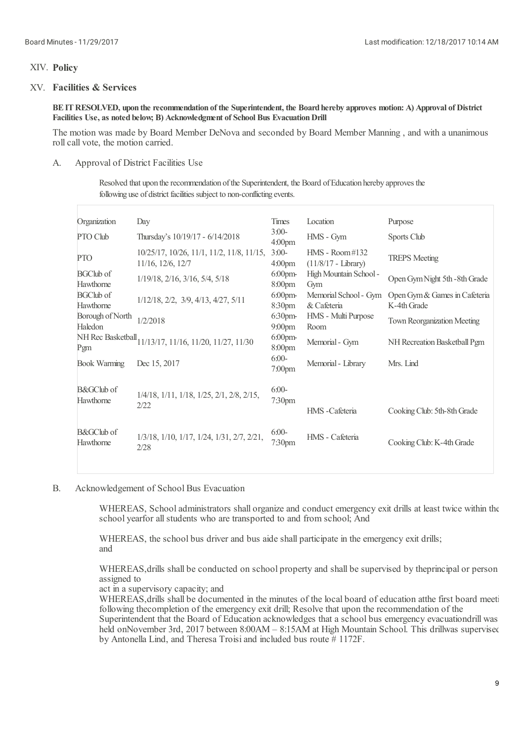## XIV. Policy

## XV. Facilities & Services

**BE IT RESOLVED, upon the recommendation of the Superintendent, the Board hereby approves motion: A) Approval of District Facilities Use, as noted below; B) Acknowledgment of School Bus Evacuation Drill**

The motion was made by Board Member DeNova and seconded by Board Member Manning , and with a unanimous roll call vote, the motion carried.

### A. Approval of District Facilities Use

Resolved that upon the recommendation of the Superintendent, the Board of Education hereby approves the following use of district facilities subject to non-conflicting events.

| Organization | Day | Times | Location | Purpose |
|---|---|---|---|---|
| PTO Club | Thursday's 10/19/17 - 6/14/2018 | 3:00-4:00pm | HMS - Gym | Sports Club |
| PTO | 10/25/17, 10/26, 11/1, 11/2, 11/8, 11/15, 11/16, 12/6, 12/7 | 3:00-4:00pm | HMS - Room #132 (11/8/17 - Library) | TREPS Meeting |
| BGClub of Hawthorne | 1/19/18, 2/16, 3/16, 5/4, 5/18 | 6:00pm-8:00pm | High Mountain School - Gym | Open Gym Night 5th -8th Grade |
| BGClub of Hawthorne | 1/12/18, 2/2, 3/9, 4/13, 4/27, 5/11 | 6:00pm-8:30pm | Memorial School - Gym & Cafeteria | Open Gym & Games in Cafeteria K-4th Grade |
| Borough of North Haledon | 1/2/2018 | 6:30pm-9:00pm | HMS - Multi Purpose Room | Town Reorganization Meeting |
| NH Rec Basketball Pgm | 11/13/17, 11/16, 11/20, 11/27, 11/30 | 6:00pm-8:00pm | Memorial - Gym | NH Recreation Basketball Pgm |
| Book Warming | Dec 15, 2017 | 6:00-7:00pm | Memorial - Library | Mrs. Lind |
| B&GClub of Hawthorne | 1/4/18, 1/11, 1/18, 1/25, 2/1, 2/8, 2/15, 2/22 | 6:00-7:30pm | HMS -Cafeteria | Cooking Club: 5th-8th Grade |
| B&GClub of Hawthorne | 1/3/18, 1/10, 1/17, 1/24, 1/31, 2/7, 2/21, 2/28 | 6:00-7:30pm | HMS - Cafeteria | Cooking Club: K-4th Grade |

### B. Acknowledgement of School Bus Evacuation

WHEREAS, School administrators shall organize and conduct emergency exit drills at least twice within the school yearfor all students who are transported to and from school; And

WHEREAS, the school bus driver and bus aide shall participate in the emergency exit drills; and

WHEREAS,drills shall be conducted on school property and shall be supervised by theprincipal or person assigned to act in a supervisory capacity; and

WHEREAS,drills shall be documented in the minutes of the local board of education atthe first board meeti following thecompletion of the emergency exit drill; Resolve that upon the recommendation of the Superintendent that the Board of Education acknowledges that a school bus emergency evacuationdrill was held onNovember 3rd, 2017 between 8:00AM – 8:15AM at High Mountain School. This drillwas supervised by Antonella Lind, and Theresa Troisi and included bus route # 1172F.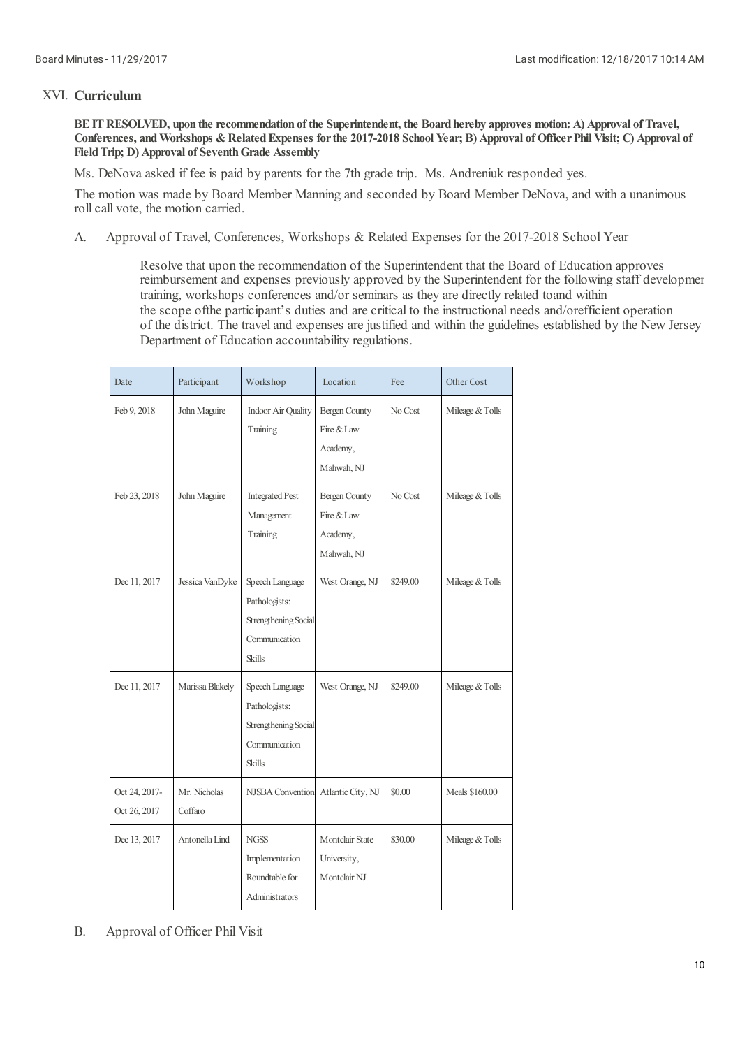## XVI. Curriculum

**BE IT RESOLVED, upon the recommendation of the Superintendent, the Board hereby approves motion: A) Approval of Travel, Conferences, and Workshops & Related Expenses for the 2017-2018 School Year; B) Approval of Officer Phil Visit; C) Approval of Field Trip; D) Approval of Seventh Grade Assembly**

Ms. DeNova asked if fee is paid by parents for the 7th grade trip. Ms. Andreniuk responded yes.

The motion was made by Board Member Manning and seconded by Board Member DeNova, and with a unanimous roll call vote, the motion carried.

A. Approval of Travel, Conferences, Workshops & Related Expenses for the 2017-2018 School Year

Resolve that upon the recommendation of the Superintendent that the Board of Education approves reimbursement and expenses previously approved by the Superintendent for the following staff developmer training, workshops conferences and/or seminars as they are directly related toand within the scope ofthe participant's duties and are critical to the instructional needs and/orefficient operation of the district. The travel and expenses are justified and within the guidelines established by the New Jersey Department of Education accountability regulations.

| Date | Participant | Workshop | Location | Fee | Other Cost |
|---|---|---|---|---|---|
| Feb 9, 2018 | John Maguire | Indoor Air Quality Training | Bergen County Fire & Law Academy, Mahwah, NJ | No Cost | Mileage & Tolls |
| Feb 23, 2018 | John Maguire | Integrated Pest Management Training | Bergen County Fire & Law Academy, Mahwah, NJ | No Cost | Mileage & Tolls |
| Dec 11, 2017 | Jessica VanDyke | Speech Language Pathologists: Strengthening Social Communication Skills | West Orange, NJ | $249.00 | Mileage & Tolls |
| Dec 11, 2017 | Marissa Blakely | Speech Language Pathologists: Strengthening Social Communication Skills | West Orange, NJ | $249.00 | Mileage & Tolls |
| Oct 24, 2017- Oct 26, 2017 | Mr. Nicholas Coffaro | NJSBA Convention | Atlantic City, NJ | $0.00 | Meals $160.00 |
| Dec 13, 2017 | Antonella Lind | NGSS Implementation Roundtable for Administrators | Montclair State University, Montclair NJ | $30.00 | Mileage & Tolls |

B. Approval of Officer Phil Visit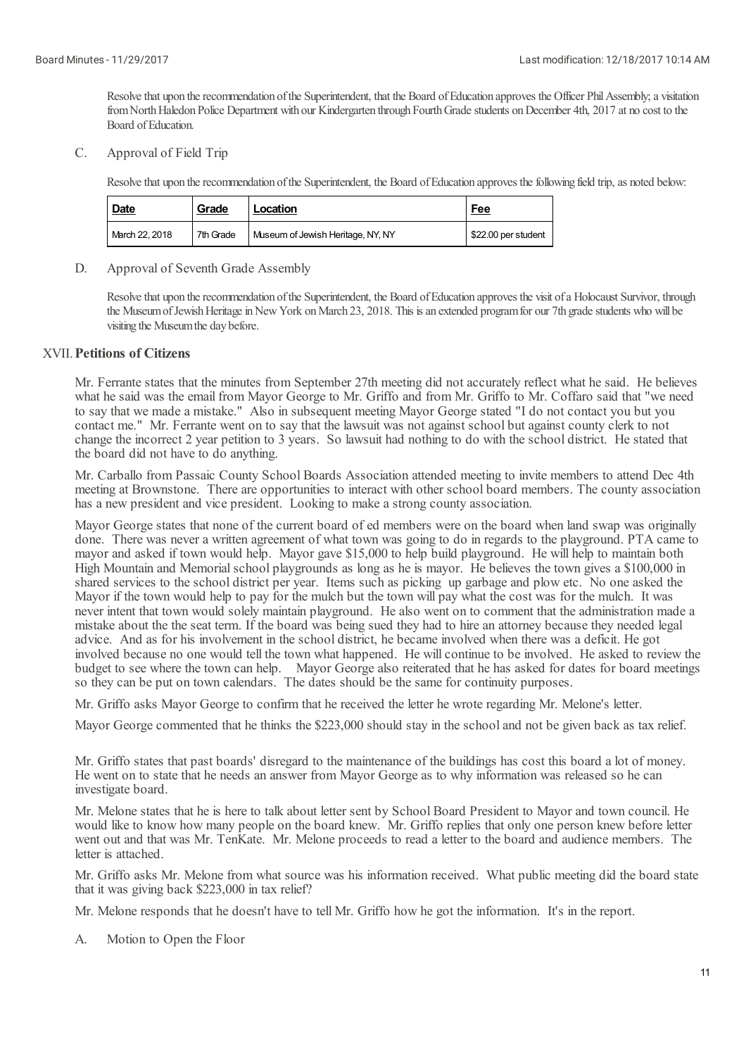Resolve that upon the recommendation of the Superintendent, that the Board of Education approves the Officer Phil Assembly; a visitation from North Haledon Police Department with our Kindergarten through Fourth Grade students on December 4th, 2017 at no cost to the Board of Education.

C. Approval of Field Trip

Resolve that upon the recommendation of the Superintendent, the Board of Education approves the following field trip, as noted below:

| Date | Grade | Location | Fee |
|---|---|---|---|
| March 22, 2018 | 7th Grade | Museum of Jewish Heritage, NY, NY | $22.00 per student |

D. Approval of Seventh Grade Assembly

Resolve that upon the recommendation of the Superintendent, the Board of Education approves the visit of a Holocaust Survivor, through the Museum of Jewish Heritage in New York on March 23, 2018. This is an extended program for our 7th grade students who will be visiting the Museum the day before.

## XVII. Petitions of Citizens

Mr. Ferrante states that the minutes from September 27th meeting did not accurately reflect what he said. He believes what he said was the email from Mayor George to Mr. Griffo and from Mr. Griffo to Mr. Coffaro said that "we need to say that we made a mistake." Also in subsequent meeting Mayor George stated "I do not contact you but you contact me." Mr. Ferrante went on to say that the lawsuit was not against school but against county clerk to not change the incorrect 2 year petition to 3 years. So lawsuit had nothing to do with the school district. He stated that the board did not have to do anything.

Mr. Carballo from Passaic County School Boards Association attended meeting to invite members to attend Dec 4th meeting at Brownstone. There are opportunities to interact with other school board members. The county association has a new president and vice president. Looking to make a strong county association.

Mayor George states that none of the current board of ed members were on the board when land swap was originally done. There was never a written agreement of what town was going to do in regards to the playground. PTA came to mayor and asked if town would help. Mayor gave $15,000 to help build playground. He will help to maintain both High Mountain and Memorial school playgrounds as long as he is mayor. He believes the town gives a $100,000 in shared services to the school district per year. Items such as picking up garbage and plow etc. No one asked the Mayor if the town would help to pay for the mulch but the town will pay what the cost was for the mulch. It was never intent that town would solely maintain playground. He also went on to comment that the administration made a mistake about the the seat term. If the board was being sued they had to hire an attorney because they needed legal advice. And as for his involvement in the school district, he became involved when there was a deficit. He got involved because no one would tell the town what happened. He will continue to be involved. He asked to review the budget to see where the town can help. Mayor George also reiterated that he has asked for dates for board meetings so they can be put on town calendars. The dates should be the same for continuity purposes.

Mr. Griffo asks Mayor George to confirm that he received the letter he wrote regarding Mr. Melone's letter.

Mayor George commented that he thinks the $223,000 should stay in the school and not be given back as tax relief.

Mr. Griffo states that past boards' disregard to the maintenance of the buildings has cost this board a lot of money. He went on to state that he needs an answer from Mayor George as to why information was released so he can investigate board.

Mr. Melone states that he is here to talk about letter sent by School Board President to Mayor and town council. He would like to know how many people on the board knew. Mr. Griffo replies that only one person knew before letter went out and that was Mr. TenKate. Mr. Melone proceeds to read a letter to the board and audience members. The letter is attached.

Mr. Griffo asks Mr. Melone from what source was his information received. What public meeting did the board state that it was giving back $223,000 in tax relief?

Mr. Melone responds that he doesn't have to tell Mr. Griffo how he got the information. It's in the report.

A. Motion to Open the Floor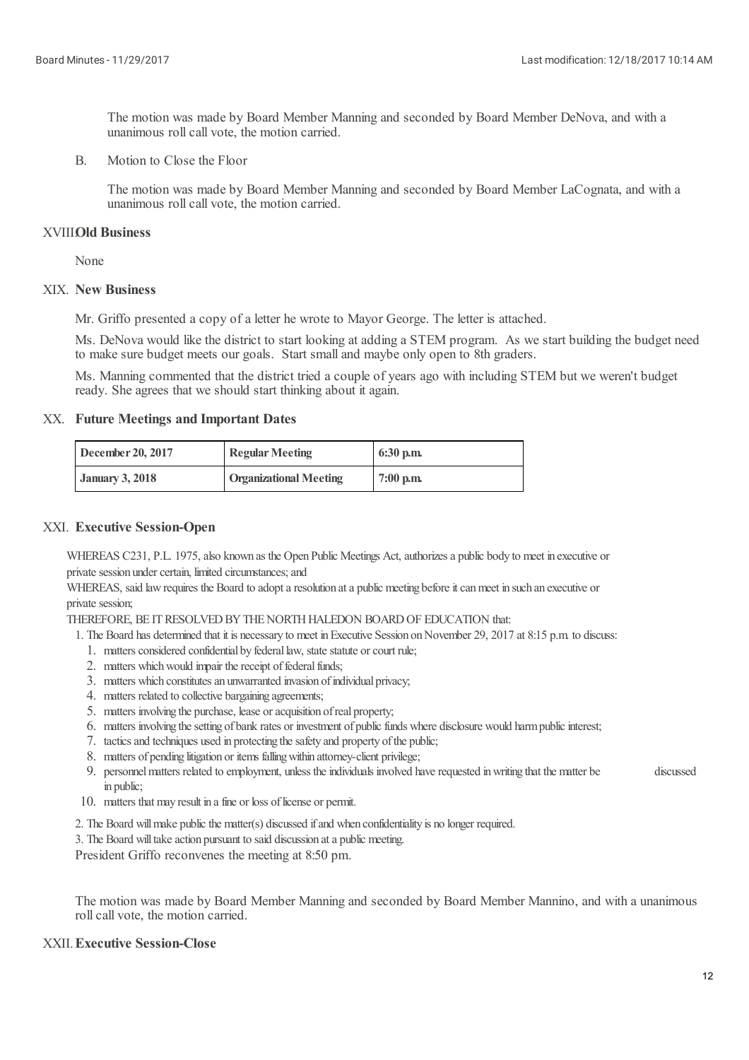The motion was made by Board Member Manning and seconded by Board Member DeNova, and with a unanimous roll call vote, the motion carried.

B. Motion to Close the Floor

The motion was made by Board Member Manning and seconded by Board Member LaCognata, and with a unanimous roll call vote, the motion carried.

## XVIII. Old Business

None

## XIX. New Business

Mr. Griffo presented a copy of a letter he wrote to Mayor George. The letter is attached.

Ms. DeNova would like the district to start looking at adding a STEM program. As we start building the budget need to make sure budget meets our goals. Start small and maybe only open to 8th graders.

Ms. Manning commented that the district tried a couple of years ago with including STEM but we weren't budget ready. She agrees that we should start thinking about it again.

## XX. Future Meetings and Important Dates

| December 20, 2017 | Regular Meeting | 6:30 p.m. |
|---|---|---|
| January 3, 2018 | Organizational Meeting | 7:00 p.m. |

## XXI. Executive Session-Open

WHEREAS C231, P.L. 1975, also known as the Open Public Meetings Act, authorizes a public body to meet in executive or private session under certain, limited circumstances; and

WHEREAS, said law requires the Board to adopt a resolution at a public meeting before it can meet in such an executive or private session;

THEREFORE, BE IT RESOLVED BY THE NORTH HALEDON BOARD OF EDUCATION that:

1. The Board has determined that it is necessary to meet in Executive Session on November 29, 2017 at 8:15 p.m. to discuss:
   1. matters considered confidential by federal law, state statute or court rule;
   2. matters which would impair the receipt of federal funds;
   3. matters which constitutes an unwarranted invasion of individual privacy;
   4. matters related to collective bargaining agreements;
   5. matters involving the purchase, lease or acquisition of real property;
   6. matters involving the setting of bank rates or investment of public funds where disclosure would harm public interest;
   7. tactics and techniques used in protecting the safety and property of the public;
   8. matters of pending litigation or items falling within attorney-client privilege;
   9. personnel matters related to employment, unless the individuals involved have requested in writing that the matter be discussed in public;
   10. matters that may result in a fine or loss of license or permit.
2. The Board will make public the matter(s) discussed if and when confidentiality is no longer required.
3. The Board will take action pursuant to said discussion at a public meeting.

President Griffo reconvenes the meeting at 8:50 pm.

The motion was made by Board Member Manning and seconded by Board Member Mannino, and with a unanimous roll call vote, the motion carried.

## XXII. Executive Session-Close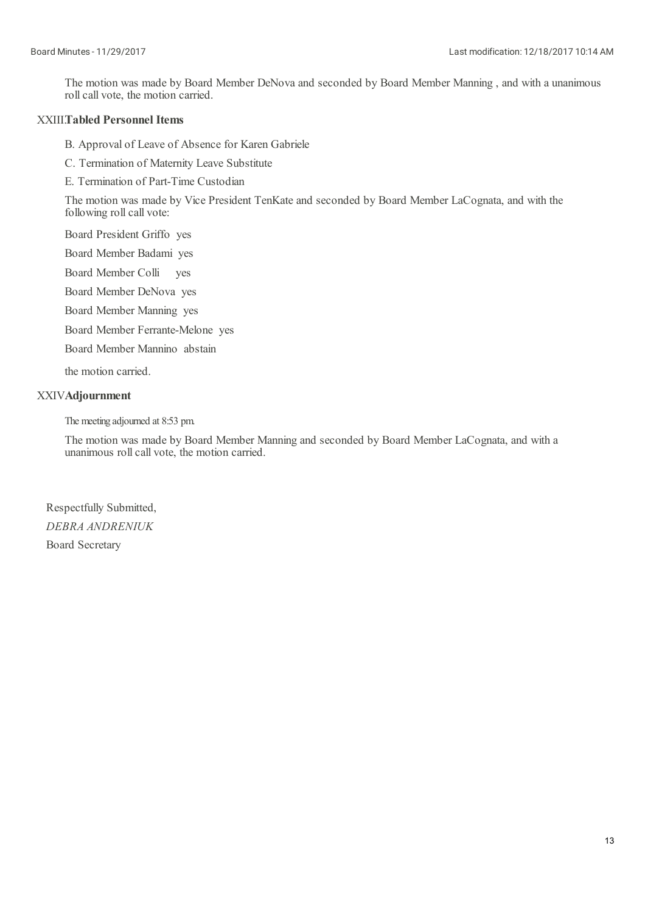The motion was made by Board Member DeNova and seconded by Board Member Manning , and with a unanimous roll call vote, the motion carried.

## XXIII. Tabled Personnel Items

B. Approval of Leave of Absence for Karen Gabriele

C. Termination of Maternity Leave Substitute

E. Termination of Part-Time Custodian

The motion was made by Vice President TenKate and seconded by Board Member LaCognata, and with the following roll call vote:

Board President Griffo yes

Board Member Badami yes

Board Member Colli yes

Board Member DeNova yes

Board Member Manning yes

Board Member Ferrante-Melone yes

Board Member Mannino abstain

the motion carried.

## XXIV. Adjournment

The meeting adjourned at 8:53 pm.

The motion was made by Board Member Manning and seconded by Board Member LaCognata, and with a unanimous roll call vote, the motion carried.

Respectfully Submitted,

*DEBRA ANDRENIUK*

Board Secretary